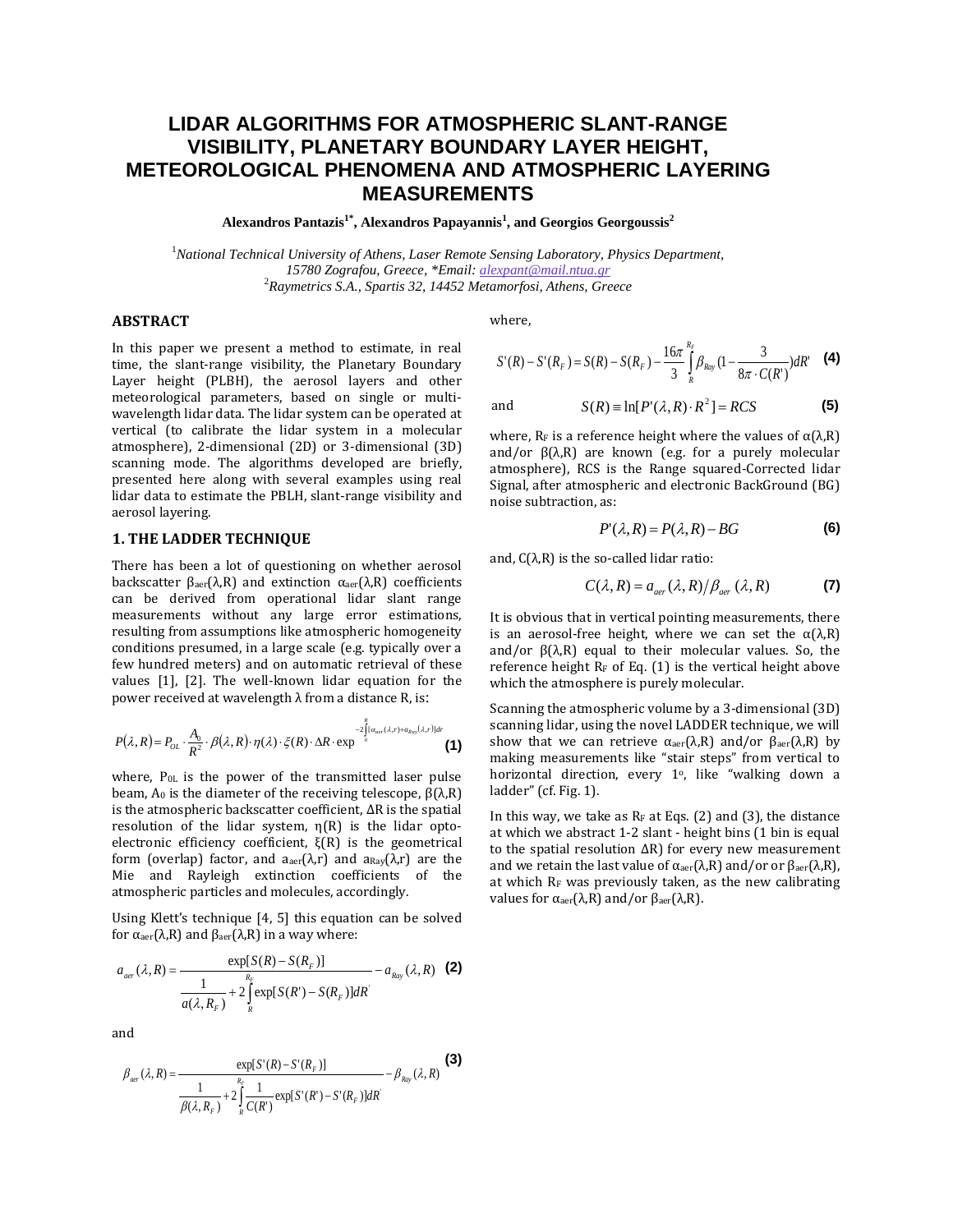# LIDAR ALGORITHMS FOR ATMOSPHERIC SLANT-RANGE VISIBILITY, PLANETARY BOUNDARY LAYER HEIGHT, METEOROLOGICAL PHENOMENA AND ATMOSPHERIC LAYERING MEASUREMENTS

**Alexandros Pantazis[1*], Alexandros Papayannis[1], and Georgios Georgoussis[2]**

[1]*National Technical University of Athens, Laser Remote Sensing Laboratory, Physics Department, 15780 Zografou, Greece, \*Email: alexpant@mail.ntua.gr*
[2]*Raymetrics S.A., Spartis 32, 14452 Metamorfosi, Athens, Greece*

## ABSTRACT

In this paper we present a method to estimate, in real time, the slant-range visibility, the Planetary Boundary Layer height (PLBH), the aerosol layers and other meteorological parameters, based on single or multi-wavelength lidar data. The lidar system can be operated at vertical (to calibrate the lidar system in a molecular atmosphere), 2-dimensional (2D) or 3-dimensional (3D) scanning mode. The algorithms developed are briefly, presented here along with several examples using real lidar data to estimate the PBLH, slant-range visibility and aerosol layering.

## 1. THE LADDER TECHNIQUE

There has been a lot of questioning on whether aerosol backscatter $\beta_{aer}(\lambda,R)$ and extinction $\alpha_{aer}(\lambda,R)$ coefficients can be derived from operational lidar slant range measurements without any large error estimations, resulting from assumptions like atmospheric homogeneity conditions presumed, in a large scale (e.g. typically over a few hundred meters) and on automatic retrieval of these values [1], [2]. The well-known lidar equation for the power received at wavelength λ from a distance R, is:

$$P(\lambda,R) = P_{OL}\cdot\frac{A_0}{R^2}\cdot\beta(\lambda,R)\cdot\eta(\lambda)\cdot\xi(R)\cdot\Delta R\cdot\exp^{-2\int_0^R[\alpha_{aer}(\lambda,r)+a_{Ray}(\lambda,r)]dr} \quad (1)$$

where, $P_{0L}$ is the power of the transmitted laser pulse beam, $A_0$ is the diameter of the receiving telescope, $\beta(\lambda,R)$ is the atmospheric backscatter coefficient, ΔR is the spatial resolution of the lidar system, η(R) is the lidar opto-electronic efficiency coefficient, ξ(R) is the geometrical form (overlap) factor, and $a_{aer}(\lambda,r)$ and $a_{Ray}(\lambda,r)$ are the Mie and Rayleigh extinction coefficients of the atmospheric particles and molecules, accordingly.

Using Klett's technique [4, 5] this equation can be solved for $\alpha_{aer}(\lambda,R)$ and $\beta_{aer}(\lambda,R)$ in a way where:

$$a_{aer}(\lambda,R) = \frac{\exp[S(R)-S(R_F)]}{\frac{1}{a(\lambda,R_F)}+2\int_R^{R_F}\exp[S(R')-S(R_F)]dR'} - a_{Ray}(\lambda,R) \quad (2)$$

and

$$\beta_{aer}(\lambda,R) = \frac{\exp[S'(R)-S'(R_F)]}{\frac{1}{\beta(\lambda,R_F)}+2\int_R^{R_F}\frac{1}{C(R')}\exp[S'(R')-S'(R_F)]dR'} - \beta_{Ray}(\lambda,R) \quad (3)$$

where,

$$S'(R)-S'(R_F) = S(R)-S(R_F)-\frac{16\pi}{3}\int_R^{R_F}\beta_{Ray}\left(1-\frac{3}{8\pi\cdot C(R')}\right)dR' \quad (4)$$

and

$$S(R)\equiv\ln[P'(\lambda,R)\cdot R^2] = RCS \quad (5)$$

where, $R_F$ is a reference height where the values of $\alpha(\lambda,R)$ and/or $\beta(\lambda,R)$ are known (e.g. for a purely molecular atmosphere), RCS is the Range squared-Corrected lidar Signal, after atmospheric and electronic BackGround (BG) noise subtraction, as:

$$P'(\lambda,R) = P(\lambda,R) - BG \quad (6)$$

and, $C(\lambda,R)$ is the so-called lidar ratio:

$$C(\lambda,R) = a_{aer}(\lambda,R)/\beta_{aer}(\lambda,R) \quad (7)$$

It is obvious that in vertical pointing measurements, there is an aerosol-free height, where we can set the $\alpha(\lambda,R)$ and/or $\beta(\lambda,R)$ equal to their molecular values. So, the reference height $R_F$ of Eq. (1) is the vertical height above which the atmosphere is purely molecular.

Scanning the atmospheric volume by a 3-dimensional (3D) scanning lidar, using the novel LADDER technique, we will show that we can retrieve $\alpha_{aer}(\lambda,R)$ and/or $\beta_{aer}(\lambda,R)$ by making measurements like "stair steps" from vertical to horizontal direction, every 1°, like "walking down a ladder" (cf. Fig. 1).

In this way, we take as $R_F$ at Eqs. (2) and (3), the distance at which we abstract 1-2 slant - height bins (1 bin is equal to the spatial resolution ΔR) for every new measurement and we retain the last value of $\alpha_{aer}(\lambda,R)$ and/or or $\beta_{aer}(\lambda,R)$, at which $R_F$ was previously taken, as the new calibrating values for $\alpha_{aer}(\lambda,R)$ and/or $\beta_{aer}(\lambda,R)$.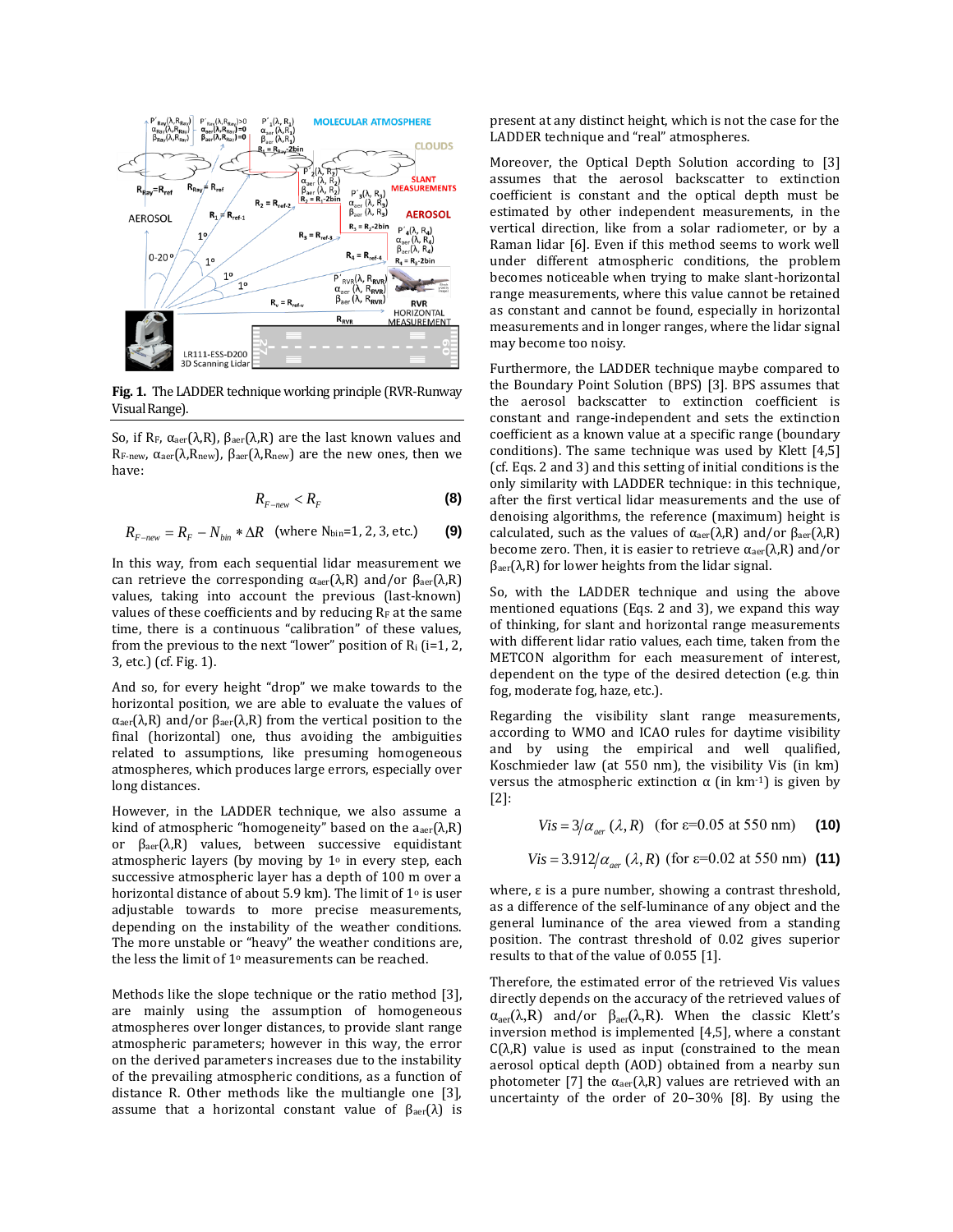**Fig. 1.** The LADDER technique working principle (RVR-Runway Visual Range).

So, if $R_F$, $\alpha_{aer}(\lambda,R)$, $\beta_{aer}(\lambda,R)$ are the last known values and $R_{F\text{-new}}$, $\alpha_{aer}(\lambda,R_{new})$, $\beta_{aer}(\lambda,R_{new})$ are the new ones, then we have:

$$R_{F-new} < R_F \tag{8}$$

$$R_{F-new} = R_F - N_{bin} * \Delta R \quad \text{(where } N_{bin}=1, 2, 3, \text{etc.)} \tag{9}$$

In this way, from each sequential lidar measurement we can retrieve the corresponding $\alpha_{aer}(\lambda,R)$ and/or $\beta_{aer}(\lambda,R)$ values, taking into account the previous (last-known) values of these coefficients and by reducing $R_F$ at the same time, there is a continuous "calibration" of these values, from the previous to the next "lower" position of $R_i$ (i=1, 2, 3, etc.) (cf. Fig. 1).

And so, for every height "drop" we make towards to the horizontal position, we are able to evaluate the values of $\alpha(\lambda,R)$ and/or $\beta_{aer}(\lambda,R)$ from the vertical position to the final (horizontal) one, thus avoiding the ambiguities related to assumptions, like presuming homogeneous atmospheres, which produces large errors, especially over long distances.

However, in the LADDER technique, we also assume a kind of atmospheric "homogeneity" based on the $a_{aer}(\lambda,R)$ or $\beta_{aer}(\lambda,R)$ values, between successive equidistant atmospheric layers (by moving by 1° in every step, each successive atmospheric layer has a depth of 100 m over a horizontal distance of about 5.9 km). The limit of 1° is user adjustable towards to more precise measurements, depending on the instability of the weather conditions. The more unstable or "heavy" the weather conditions are, the less the limit of 1° measurements can be reached.

Methods like the slope technique or the ratio method [3], are mainly using the assumption of homogeneous atmospheres over longer distances, to provide slant range atmospheric parameters; however in this way, the error on the derived parameters increases due to the instability of the prevailing atmospheric conditions, as a function of distance R. Other methods like the multiangle one [3], assume that a horizontal constant value of $\beta_{aer}(\lambda)$ is present at any distinct height, which is not the case for the LADDER technique and "real" atmospheres.

Moreover, the Optical Depth Solution according to [3] assumes that the aerosol backscatter to extinction coefficient is constant and the optical depth must be estimated by other independent measurements, in the vertical direction, like from a solar radiometer, or by a Raman lidar [6]. Even if this method seems to work well under different atmospheric conditions, the problem becomes noticeable when trying to make slant-horizontal range measurements, where this value cannot be retained as constant and cannot be found, especially in horizontal measurements and in longer ranges, where the lidar signal may become too noisy.

Furthermore, the LADDER technique maybe compared to the Boundary Point Solution (BPS) [3]. BPS assumes that the aerosol backscatter to extinction coefficient is constant and range-independent and sets the extinction coefficient as a known value at a specific range (boundary conditions). The same technique was used by Klett [4,5] (cf. Eqs. 2 and 3) and this setting of initial conditions is the only similarity with LADDER technique: in this technique, after the first vertical lidar measurements and the use of denoising algorithms, the reference (maximum) height is calculated, such as the values of $\alpha_{aer}(\lambda,R)$ and/or $\beta_{aer}(\lambda,R)$ become zero. Then, it is easier to retrieve $\alpha_{aer}(\lambda,R)$ and/or $\beta_{aer}(\lambda,R)$ for lower heights from the lidar signal.

So, with the LADDER technique and using the above mentioned equations (Eqs. 2 and 3), we expand this way of thinking, for slant and horizontal range measurements with different lidar ratio values, each time, taken from the METCON algorithm for each measurement of interest, dependent on the type of the desired detection (e.g. thin fog, moderate fog, haze, etc.).

Regarding the visibility slant range measurements, according to WMO and ICAO rules for daytime visibility and by using the empirical and well qualified, Koschmieder law (at 550 nm), the visibility Vis (in km) versus the atmospheric extinction α (in km$^{-1}$) is given by [2]:

$$Vis = 3/\alpha_{aer}(\lambda, R) \quad \text{(for } \varepsilon\text{=0.05 at 550 nm)} \tag{10}$$

$$Vis = 3.912/\alpha_{aer}(\lambda, R) \quad \text{(for } \varepsilon\text{=0.02 at 550 nm)} \tag{11}$$

where, ε is a pure number, showing a contrast threshold, as a difference of the self-luminance of any object and the general luminance of the area viewed from a standing position. The contrast threshold of 0.02 gives superior results to that of the value of 0.055 [1].

Therefore, the estimated error of the retrieved Vis values directly depends on the accuracy of the retrieved values of $\alpha_{aer}(\lambda,R)$ and/or $\beta_{aer}(\lambda,R)$. When the classic Klett's inversion method is implemented [4,5], where a constant $C(\lambda,R)$ value is used as input (constrained to the mean aerosol optical depth (AOD) obtained from a nearby sun photometer [7] the $\alpha_{aer}(\lambda,R)$ values are retrieved with an uncertainty of the order of 20–30% [8]. By using the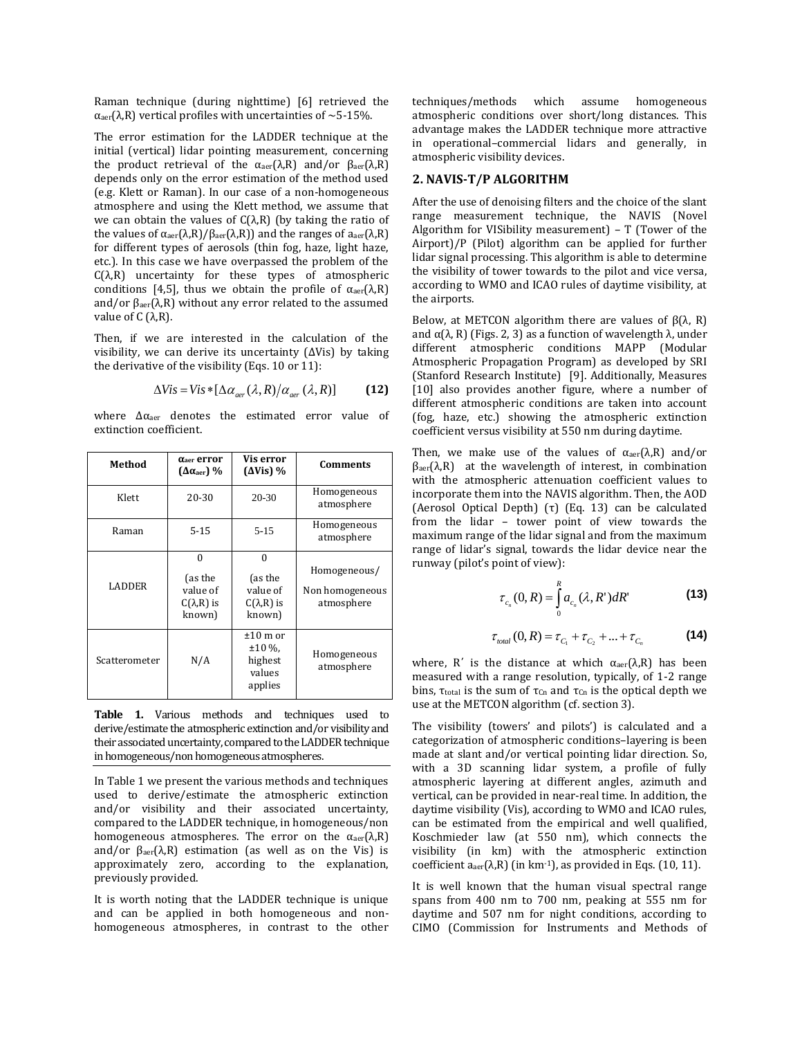Raman technique (during nighttime) [6] retrieved the $\alpha_{aer}(\lambda,R)$ vertical profiles with uncertainties of ~5-15%.

The error estimation for the LADDER technique at the initial (vertical) lidar pointing measurement, concerning the product retrieval of the $\alpha_{aer}(\lambda,R)$ and/or $\beta_{aer}(\lambda,R)$ depends only on the error estimation of the method used (e.g. Klett or Raman). In our case of a non-homogeneous atmosphere and using the Klett method, we assume that we can obtain the values of $C(\lambda,R)$ (by taking the ratio of the values of $\alpha_{aer}(\lambda,R)/\beta_{aer}(\lambda,R)$) and the ranges of $a_{aer}(\lambda,R)$ for different types of aerosols (thin fog, haze, light haze, etc.). In this case we have overpassed the problem of the $C(\lambda,R)$ uncertainty for these types of atmospheric conditions [4,5], thus we obtain the profile of $\alpha_{aer}(\lambda,R)$ and/or $\beta_{aer}(\lambda,R)$ without any error related to the assumed value of $C(\lambda,R)$.

Then, if we are interested in the calculation of the visibility, we can derive its uncertainty ($\Delta Vis$) by taking the derivative of the visibility (Eqs. 10 or 11):

$$\Delta Vis = Vis * [\Delta\alpha_{aer}(\lambda,R)/\alpha_{aer}(\lambda,R)] \quad \textbf{(12)}$$

where $\Delta\alpha_{aer}$ denotes the estimated error value of extinction coefficient.

| Method | $\alpha_{aer}$ error ($\Delta\alpha_{aer}$) % | Vis error ($\Delta Vis$) % | Comments |
|---|---|---|---|
| Klett | 20-30 | 20-30 | Homogeneous atmosphere |
| Raman | 5-15 | 5-15 | Homogeneous atmosphere |
| LADDER | 0 (as the value of $C(\lambda,R)$ is known) | 0 (as the value of $C(\lambda,R)$ is known) | Homogeneous/ Non homogeneous atmosphere |
| Scatterometer | N/A | ±10 m or ±10 %, highest values applies | Homogeneous atmosphere |

**Table 1.** Various methods and techniques used to derive/estimate the atmospheric extinction and/or visibility and their associated uncertainty, compared to the LADDER technique in homogeneous/non homogeneous atmospheres.

In Table 1 we present the various methods and techniques used to derive/estimate the atmospheric extinction and/or visibility and their associated uncertainty, compared to the LADDER technique, in homogeneous/non homogeneous atmospheres. The error on the $\alpha_{aer}(\lambda,R)$ and/or $\beta_{aer}(\lambda,R)$ estimation (as well as on the Vis) is approximately zero, according to the explanation, previously provided.

It is worth noting that the LADDER technique is unique and can be applied in both homogeneous and non-homogeneous atmospheres, in contrast to the other techniques/methods which assume homogeneous atmospheric conditions over short/long distances. This advantage makes the LADDER technique more attractive in operational–commercial lidars and generally, in atmospheric visibility devices.

## 2. NAVIS-T/P ALGORITHM

After the use of denoising filters and the choice of the slant range measurement technique, the NAVIS (Novel Algorithm for VISibility measurement) – T (Tower of the Airport)/P (Pilot) algorithm can be applied for further lidar signal processing. This algorithm is able to determine the visibility of tower towards to the pilot and vice versa, according to WMO and ICAO rules of daytime visibility, at the airports.

Below, at METCON algorithm there are values of $\beta(\lambda, R)$ and $\alpha(\lambda, R)$ (Figs. 2, 3) as a function of wavelength $\lambda$, under different atmospheric conditions MAPP (Modular Atmospheric Propagation Program) as developed by SRI (Stanford Research Institute) [9]. Additionally, Measures [10] also provides another figure, where a number of different atmospheric conditions are taken into account (fog, haze, etc.) showing the atmospheric extinction coefficient versus visibility at 550 nm during daytime.

Then, we make use of the values of $\alpha_{aer}(\lambda,R)$ and/or $\beta_{aer}(\lambda,R)$ at the wavelength of interest, in combination with the atmospheric attenuation coefficient values to incorporate them into the NAVIS algorithm. Then, the AOD (Aerosol Optical Depth) ($\tau$) (Eq. 13) can be calculated from the lidar – tower point of view towards the maximum range of the lidar signal and from the maximum range of lidar's signal, towards the lidar device near the runway (pilot's point of view):

$$\tau_{c_n}(0,R) = \int_0^R a_{c_n}(\lambda,R')dR' \quad \textbf{(13)}$$

$$\tau_{total}(0,R) = \tau_{C_1} + \tau_{C_2} + \ldots + \tau_{C_n} \quad \textbf{(14)}$$

where, R′ is the distance at which $\alpha_{aer}(\lambda,R)$ has been measured with a range resolution, typically, of 1-2 range bins, $\tau_{total}$ is the sum of $\tau_{Cn}$ and $\tau_{Cn}$ is the optical depth we use at the METCON algorithm (cf. section 3).

The visibility (towers' and pilots') is calculated and a categorization of atmospheric conditions–layering is been made at slant and/or vertical pointing lidar direction. So, with a 3D scanning lidar system, a profile of fully atmospheric layering at different angles, azimuth and vertical, can be provided in near-real time. In addition, the daytime visibility (Vis), according to WMO and ICAO rules, can be estimated from the empirical and well qualified, Koschmieder law (at 550 nm), which connects the visibility (in km) with the atmospheric extinction coefficient $a_{aer}(\lambda,R)$ (in $km^{-1}$), as provided in Eqs. (10, 11).

It is well known that the human visual spectral range spans from 400 nm to 700 nm, peaking at 555 nm for daytime and 507 nm for night conditions, according to CIMO (Commission for Instruments and Methods of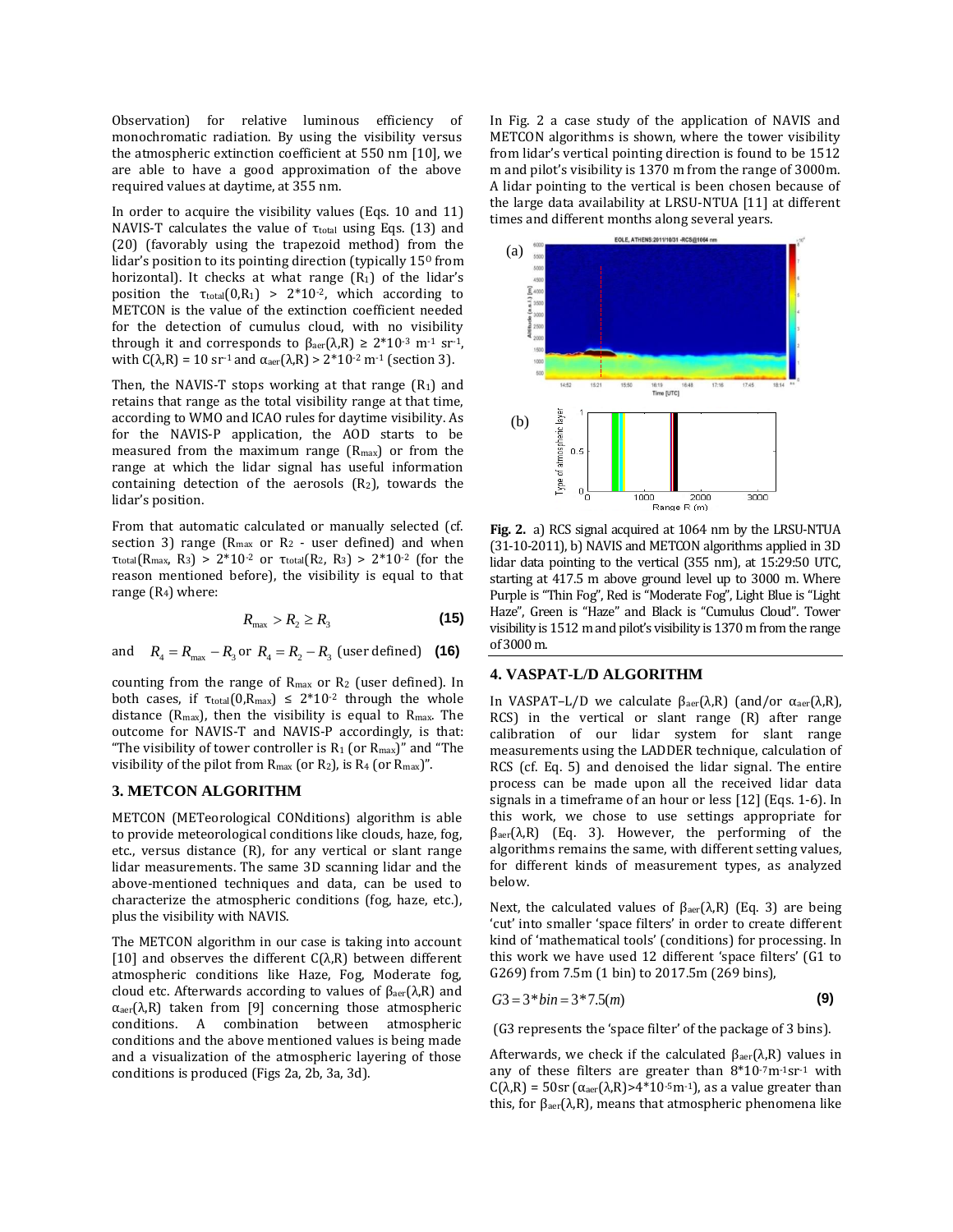Observation) for relative luminous efficiency of monochromatic radiation. By using the visibility versus the atmospheric extinction coefficient at 550 nm [10], we are able to have a good approximation of the above required values at daytime, at 355 nm.

In order to acquire the visibility values (Eqs. 10 and 11) NAVIS-T calculates the value of $\tau_{total}$ using Eqs. (13) and (20) (favorably using the trapezoid method) from the lidar's position to its pointing direction (typically 15$^0$ from horizontal). It checks at what range ($R_1$) of the lidar's position the $\tau_{total}(0,R_1) > 2*10^{-2}$, which according to METCON is the value of the extinction coefficient needed for the detection of cumulus cloud, with no visibility through it and corresponds to $\beta_{aer}(\lambda,R) \geq 2*10^{-3}$ m$^{-1}$ sr$^{-1}$, with $C(\lambda,R) = 10$ sr$^{-1}$ and $\alpha_{aer}(\lambda,R) > 2*10^{-2}$ m$^{-1}$ (section 3).

Then, the NAVIS-T stops working at that range ($R_1$) and retains that range as the total visibility range at that time, according to WMO and ICAO rules for daytime visibility. As for the NAVIS-P application, the AOD starts to be measured from the maximum range ($R_{max}$) or from the range at which the lidar signal has useful information containing detection of the aerosols ($R_2$), towards the lidar's position.

From that automatic calculated or manually selected (cf. section 3) range ($R_{max}$ or $R_2$ - user defined) and when $\tau_{total}(R_{max}, R_3) > 2*10^{-2}$ or $\tau_{total}(R_2, R_3) > 2*10^{-2}$ (for the reason mentioned before), the visibility is equal to that range ($R_4$) where:

$$R_{max} > R_2 \geq R_3 \quad (15)$$

and $R_4 = R_{max} - R_3$ or $R_4 = R_2 - R_3$ (user defined) **(16)**

counting from the range of $R_{max}$ or $R_2$ (user defined). In both cases, if $\tau_{total}(0,R_{max}) \leq 2*10^{-2}$ through the whole distance ($R_{max}$), then the visibility is equal to $R_{max}$. The outcome for NAVIS-T and NAVIS-P accordingly, is that: "The visibility of tower controller is $R_1$ (or $R_{max}$)" and "The visibility of the pilot from $R_{max}$ (or $R_2$), is $R_4$ (or $R_{max}$)".

### 3. METCON ALGORITHM

METCON (METeorological CONditions) algorithm is able to provide meteorological conditions like clouds, haze, fog, etc., versus distance (R), for any vertical or slant range lidar measurements. The same 3D scanning lidar and the above-mentioned techniques and data, can be used to characterize the atmospheric conditions (fog, haze, etc.), plus the visibility with NAVIS.

The METCON algorithm in our case is taking into account [10] and observes the different $C(\lambda,R)$ between different atmospheric conditions like Haze, Fog, Moderate fog, cloud etc. Afterwards according to values of $\beta_{aer}(\lambda,R)$ and $\alpha_{aer}(\lambda,R)$ taken from [9] concerning those atmospheric conditions. A combination between atmospheric conditions and the above mentioned values is being made and a visualization of the atmospheric layering of those conditions is produced (Figs 2a, 2b, 3a, 3d).

In Fig. 2 a case study of the application of NAVIS and METCON algorithms is shown, where the tower visibility from lidar's vertical pointing direction is found to be 1512 m and pilot's visibility is 1370 m from the range of 3000m. A lidar pointing to the vertical is been chosen because of the large data availability at LRSU-NTUA [11] at different times and different months along several years.

**Fig. 2.** a) RCS signal acquired at 1064 nm by the LRSU-NTUA (31-10-2011), b) NAVIS and METCON algorithms applied in 3D lidar data pointing to the vertical (355 nm), at 15:29:50 UTC, starting at 417.5 m above ground level up to 3000 m. Where Purple is "Thin Fog", Red is "Moderate Fog", Light Blue is "Light Haze", Green is "Haze" and Black is "Cumulus Cloud". Tower visibility is 1512 m and pilot's visibility is 1370 m from the range of 3000 m.

### 4. VASPAT-L/D ALGORITHM

In VASPAT–L/D we calculate $\beta_{aer}(\lambda,R)$ (and/or $\alpha_{aer}(\lambda,R)$, RCS) in the vertical or slant range (R) after range calibration of our lidar system for slant range measurements using the LADDER technique, calculation of RCS (cf. Eq. 5) and denoised the lidar signal. The entire process can be made upon all the received lidar data signals in a timeframe of an hour or less [12] (Eqs. 1-6). In this work, we chose to use settings appropriate for $\beta_{aer}(\lambda,R)$ (Eq. 3). However, the performing of the algorithms remains the same, with different setting values, for different kinds of measurement types, as analyzed below.

Next, the calculated values of $\beta_{aer}(\lambda,R)$ (Eq. 3) are being 'cut' into smaller 'space filters' in order to create different kind of 'mathematical tools' (conditions) for processing. In this work we have used 12 different 'space filters' (G1 to G269) from 7.5m (1 bin) to 2017.5m (269 bins),

$$G3 = 3*bin = 3*7.5(m) \quad (9)$$

(G3 represents the 'space filter' of the package of 3 bins).

Afterwards, we check if the calculated $\beta_{aer}(\lambda,R)$ values in any of these filters are greater than $8*10^{-7}$m$^{-1}$sr$^{-1}$ with $C(\lambda,R) = 50$sr ($\alpha_{aer}(\lambda,R)>4*10^{-5}$m$^{-1}$), as a value greater than this, for $\beta_{aer}(\lambda,R)$, means that atmospheric phenomena like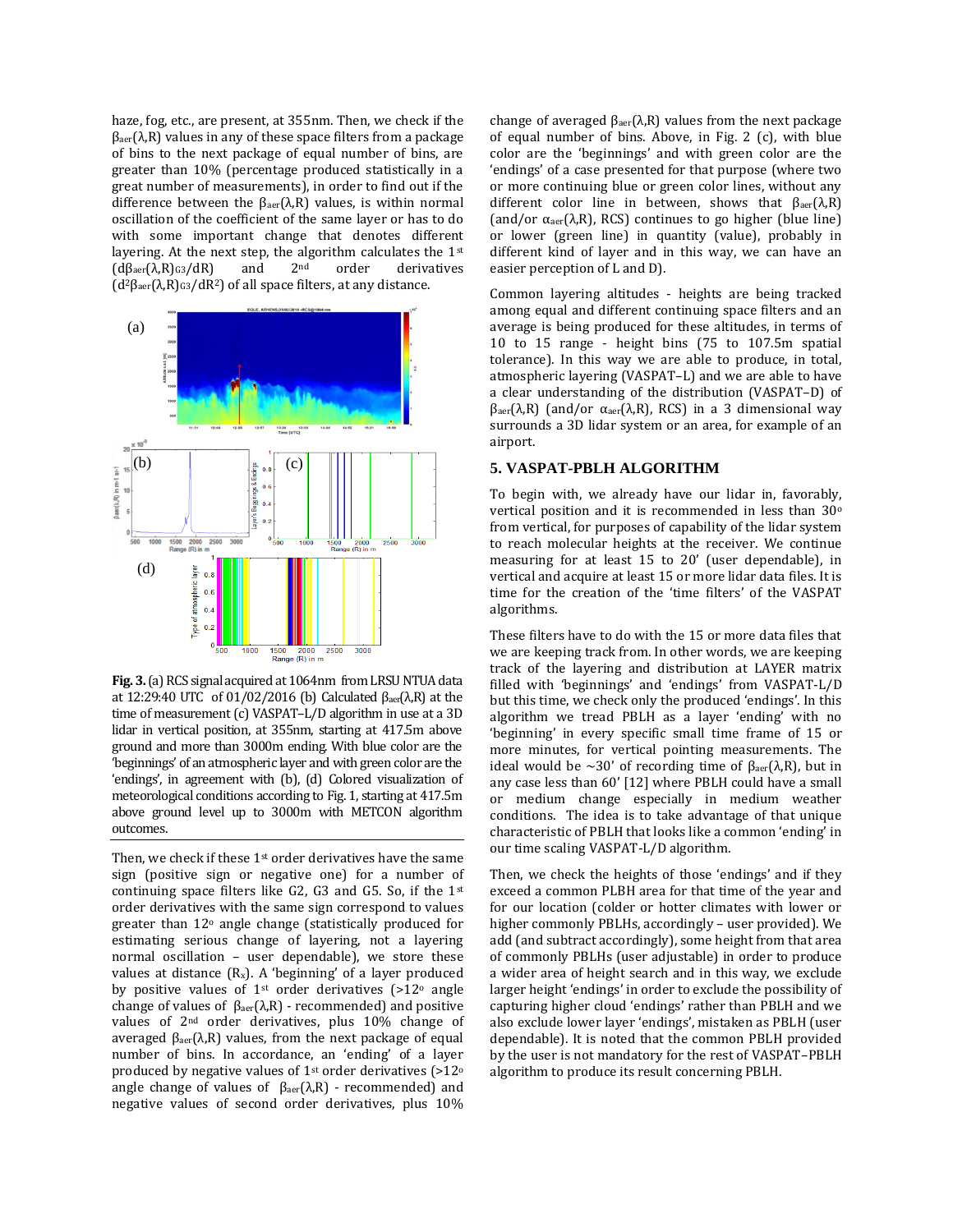haze, fog, etc., are present, at 355nm. Then, we check if the $\beta_{aer}(\lambda,R)$ values in any of these space filters from a package of bins to the next package of equal number of bins, are greater than 10% (percentage produced statistically in a great number of measurements), in order to find out if the difference between the $\beta_{aer}(\lambda,R)$ values, is within normal oscillation of the coefficient of the same layer or has to do with some important change that denotes different layering. At the next step, the algorithm calculates the 1st ($d\beta_{aer}(\lambda,R)_{G3}/dR$) and 2nd order derivatives ($d^2\beta_{aer}(\lambda,R)_{G3}/dR^2$) of all space filters, at any distance.

**Fig. 3.** (a) RCS signal acquired at 1064nm from LRSU NTUA data at 12:29:40 UTC of 01/02/2016 (b) Calculated $\beta_{aer}(\lambda,R)$ at the time of measurement (c) VASPAT–L/D algorithm in use at a 3D lidar in vertical position, at 355nm, starting at 417.5m above ground and more than 3000m ending. With blue color are the 'beginnings' of an atmospheric layer and with green color are the 'endings', in agreement with (b), (d) Colored visualization of meteorological conditions according to Fig. 1, starting at 417.5m above ground level up to 3000m with METCON algorithm outcomes.

Then, we check if these 1st order derivatives have the same sign (positive sign or negative one) for a number of continuing space filters like G2, G3 and G5. So, if the 1st order derivatives with the same sign correspond to values greater than 12° angle change (statistically produced for estimating serious change of layering, not a layering normal oscillation – user dependable), we store these values at distance ($R_x$). A 'beginning' of a layer produced by positive values of 1st order derivatives (>12° angle change of values of $\beta_{aer}(\lambda,R)$ - recommended) and positive values of 2nd order derivatives, plus 10% change of averaged $\beta_{aer}(\lambda,R)$ values, from the next package of equal number of bins. In accordance, an 'ending' of a layer produced by negative values of 1st order derivatives (>12° angle change of values of $\beta_{aer}(\lambda,R)$ - recommended) and negative values of second order derivatives, plus 10% change of averaged $\beta_{aer}(\lambda,R)$ values from the next package of equal number of bins. Above, in Fig. 2 (c), with blue color are the 'beginnings' and with green color are the 'endings' of a case presented for that purpose (where two or more continuing blue or green color lines, without any different color line in between, shows that $\beta_{aer}(\lambda,R)$ (and/or $\alpha_{aer}(\lambda,R)$, RCS) continues to go higher (blue line) or lower (green line) in quantity (value), probably in different kind of layer and in this way, we can have an easier perception of L and D).

Common layering altitudes - heights are being tracked among equal and different continuing space filters and an average is being produced for these altitudes, in terms of 10 to 15 range - height bins (75 to 107.5m spatial tolerance). In this way we are able to produce, in total, atmospheric layering (VASPAT–L) and we are able to have a clear understanding of the distribution (VASPAT–D) of $\beta_{aer}(\lambda,R)$ (and/or $\alpha_{aer}(\lambda,R)$, RCS) in a 3 dimensional way surrounds a 3D lidar system or an area, for example of an airport.

## 5. VASPAT-PBLH ALGORITHM

To begin with, we already have our lidar in, favorably, vertical position and it is recommended in less than 30° from vertical, for purposes of capability of the lidar system to reach molecular heights at the receiver. We continue measuring for at least 15 to 20' (user dependable), in vertical and acquire at least 15 or more lidar data files. It is time for the creation of the 'time filters' of the VASPAT algorithms.

These filters have to do with the 15 or more data files that we are keeping track from. In other words, we are keeping track of the layering and distribution at LAYER matrix filled with 'beginnings' and 'endings' from VASPAT-L/D but this time, we check only the produced 'endings'. In this algorithm we tread PBLH as a layer 'ending' with no 'beginning' in every specific small time frame of 15 or more minutes, for vertical pointing measurements. The ideal would be ~30' of recording time of $\beta_{aer}(\lambda,R)$, but in any case less than 60' [12] where PBLH could have a small or medium change especially in medium weather conditions. The idea is to take advantage of that unique characteristic of PBLH that looks like a common 'ending' in our time scaling VASPAT-L/D algorithm.

Then, we check the heights of those 'endings' and if they exceed a common PLBH area for that time of the year and for our location (colder or hotter climates with lower or higher commonly PBLHs, accordingly – user provided). We add (and subtract accordingly), some height from that area of commonly PBLHs (user adjustable) in order to produce a wider area of height search and in this way, we exclude larger height 'endings' in order to exclude the possibility of capturing higher cloud 'endings' rather than PBLH and we also exclude lower layer 'endings', mistaken as PBLH (user dependable). It is noted that the common PBLH provided by the user is not mandatory for the rest of VASPAT–PBLH algorithm to produce its result concerning PBLH.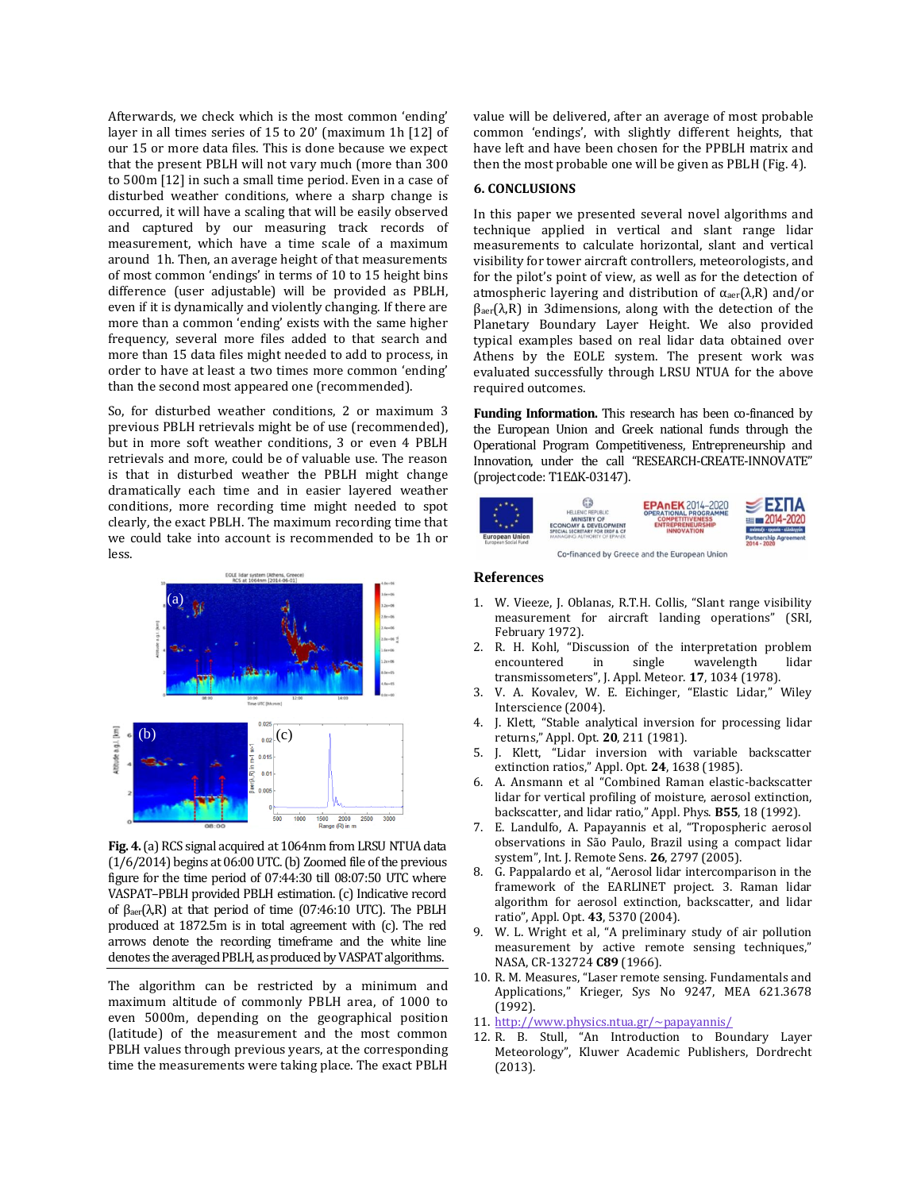Afterwards, we check which is the most common 'ending' layer in all times series of 15 to 20' (maximum 1h [12] of our 15 or more data files. This is done because we expect that the present PBLH will not vary much (more than 300 to 500m [12] in such a small time period. Even in a case of disturbed weather conditions, where a sharp change is occurred, it will have a scaling that will be easily observed and captured by our measuring track records of measurement, which have a time scale of a maximum around 1h. Then, an average height of that measurements of most common 'endings' in terms of 10 to 15 height bins difference (user adjustable) will be provided as PBLH, even if it is dynamically and violently changing. If there are more than a common 'ending' exists with the same higher frequency, several more files added to that search and more than 15 data files might needed to add to process, in order to have at least a two times more common 'ending' than the second most appeared one (recommended).

So, for disturbed weather conditions, 2 or maximum 3 previous PBLH retrievals might be of use (recommended), but in more soft weather conditions, 3 or even 4 PBLH retrievals and more, could be of valuable use. The reason is that in disturbed weather the PBLH might change dramatically each time and in easier layered weather conditions, more recording time might needed to spot clearly, the exact PBLH. The maximum recording time that we could take into account is recommended to be 1h or less.

EOLE lidar system (Athens, Greece)
RCS at 1064nm [2014-06-01]

(a)

(b)

(c)

**Fig. 4.** (a) RCS signal acquired at 1064nm from LRSU NTUA data (1/6/2014) begins at 06:00 UTC. (b) Zoomed file of the previous figure for the time period of 07:44:30 till 08:07:50 UTC where VASPAT–PBLH provided PBLH estimation. (c) Indicative record of $\beta_{aer}(\lambda,R)$ at that period of time (07:46:10 UTC). The PBLH produced at 1872.5m is in total agreement with (c). The red arrows denote the recording timeframe and the white line denotes the averaged PBLH, as produced by VASPAT algorithms.

The algorithm can be restricted by a minimum and maximum altitude of commonly PBLH area, of 1000 to even 5000m, depending on the geographical position (latitude) of the measurement and the most common PBLH values through previous years, at the corresponding time the measurements were taking place. The exact PBLH value will be delivered, after an average of most probable common 'endings', with slightly different heights, that have left and have been chosen for the PPBLH matrix and then the most probable one will be given as PBLH (Fig. 4).

## 6. CONCLUSIONS

In this paper we presented several novel algorithms and technique applied in vertical and slant range lidar measurements to calculate horizontal, slant and vertical visibility for tower aircraft controllers, meteorologists, and for the pilot's point of view, as well as for the detection of atmospheric layering and distribution of $\alpha_{aer}(\lambda,R)$ and/or $\beta_{aer}(\lambda,R)$ in 3dimensions, along with the detection of the Planetary Boundary Layer Height. We also provided typical examples based on real lidar data obtained over Athens by the EOLE system. The present work was evaluated successfully through LRSU NTUA for the above required outcomes.

**Funding Information.** This research has been co-financed by the European Union and Greek national funds through the Operational Program Competitiveness, Entrepreneurship and Innovation, under the call "RESEARCH-CREATE-INNOVATE" (project code: T1EΔK-03147).

Co-financed by Greece and the European Union

## References

1. W. Vieeze, J. Oblanas, R.T.H. Collis, "Slant range visibility measurement for aircraft landing operations" (SRI, February 1972).
2. R. H. Kohl, "Discussion of the interpretation problem encountered in single wavelength lidar transmissometers", J. Appl. Meteor. **17**, 1034 (1978).
3. V. A. Kovalev, W. E. Eichinger, "Elastic Lidar," Wiley Interscience (2004).
4. J. Klett, "Stable analytical inversion for processing lidar returns," Appl. Opt. **20**, 211 (1981).
5. J. Klett, "Lidar inversion with variable backscatter extinction ratios," Appl. Opt. **24**, 1638 (1985).
6. A. Ansmann et al "Combined Raman elastic-backscatter lidar for vertical profiling of moisture, aerosol extinction, backscatter, and lidar ratio," Appl. Phys. **B55**, 18 (1992).
7. E. Landulfo, A. Papayannis et al, "Tropospheric aerosol observations in São Paulo, Brazil using a compact lidar system", Int. J. Remote Sens. **26**, 2797 (2005).
8. G. Pappalardo et al, "Aerosol lidar intercomparison in the framework of the EARLINET project. 3. Raman lidar algorithm for aerosol extinction, backscatter, and lidar ratio", Appl. Opt. **43**, 5370 (2004).
9. W. L. Wright et al, "A preliminary study of air pollution measurement by active remote sensing techniques," NASA, CR-132724 **C89** (1966).
10. R. M. Measures, "Laser remote sensing. Fundamentals and Applications," Krieger, Sys No 9247, MEA 621.3678 (1992).
11. http://www.physics.ntua.gr/~papayannis/
12. R. B. Stull, "An Introduction to Boundary Layer Meteorology", Kluwer Academic Publishers, Dordrecht (2013).